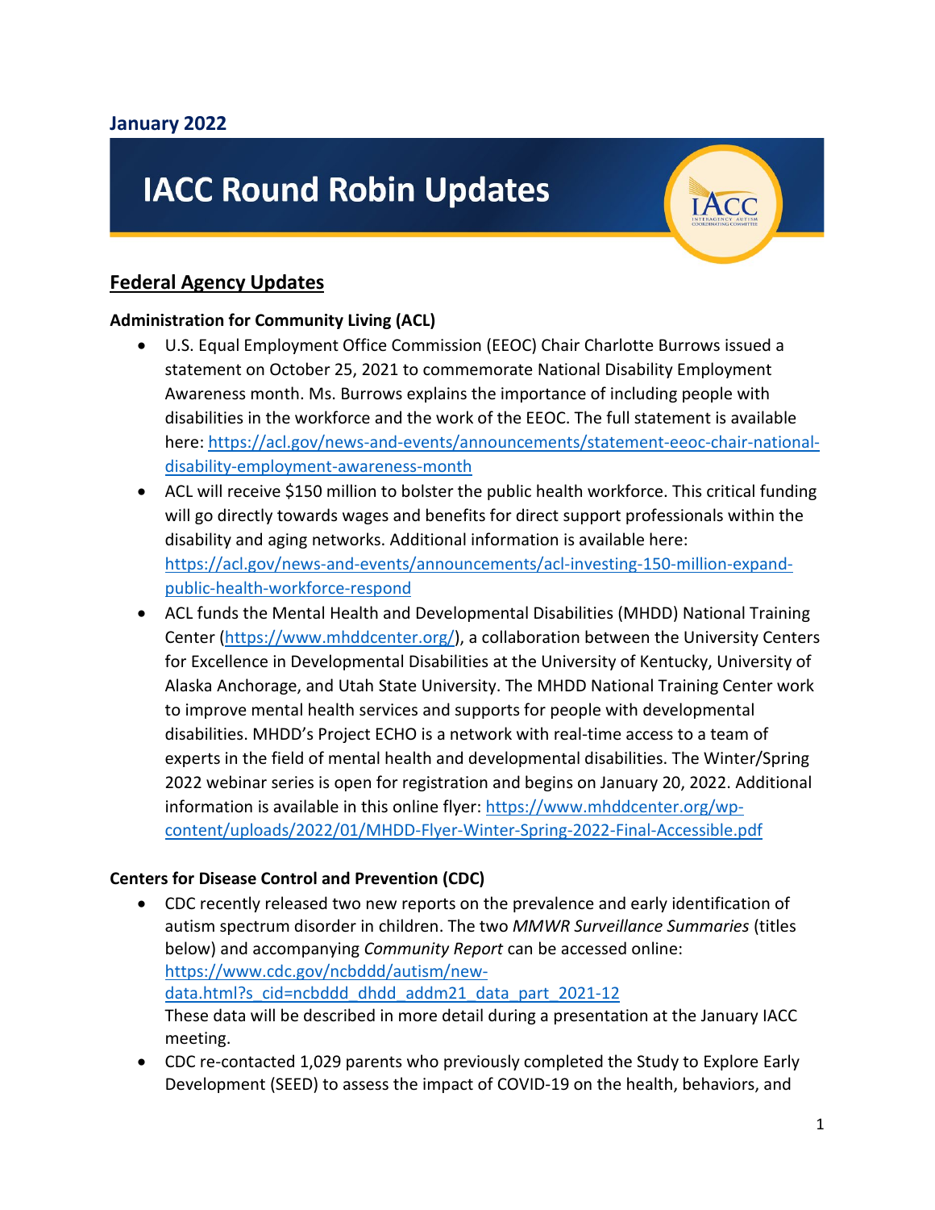**January 2022**

# IACC Round Robin Updates

## Federal Agency Updates

**Administration for Community Living (ACL)**

- U.S. Equal Employment Office Commission (EEOC) Chair Charlotte Burrows issued a statement on October 25, 2021 to commemorate National Disability Employment Awareness month. Ms. Burrows explains the importance of including people with disabilities in the workforce and the work of the EEOC. The full statement is available here: [https://acl.gov/news-and-events/announcements/statement-eeoc-chair-national-disability-employment-awareness-month](https://acl.gov/news-and-events/announcements/statement-eeoc-chair-national-disability-employment-awareness-month)
- ACL will receive $150 million to bolster the public health workforce. This critical funding will go directly towards wages and benefits for direct support professionals within the disability and aging networks. Additional information is available here: [https://acl.gov/news-and-events/announcements/acl-investing-150-million-expand-public-health-workforce-respond](https://acl.gov/news-and-events/announcements/acl-investing-150-million-expand-public-health-workforce-respond)
- ACL funds the Mental Health and Developmental Disabilities (MHDD) National Training Center ([https://www.mhddcenter.org/](https://www.mhddcenter.org/)), a collaboration between the University Centers for Excellence in Developmental Disabilities at the University of Kentucky, University of Alaska Anchorage, and Utah State University. The MHDD National Training Center work to improve mental health services and supports for people with developmental disabilities. MHDD's Project ECHO is a network with real-time access to a team of experts in the field of mental health and developmental disabilities. The Winter/Spring 2022 webinar series is open for registration and begins on January 20, 2022. Additional information is available in this online flyer: [https://www.mhddcenter.org/wp-content/uploads/2022/01/MHDD-Flyer-Winter-Spring-2022-Final-Accessible.pdf](https://www.mhddcenter.org/wp-content/uploads/2022/01/MHDD-Flyer-Winter-Spring-2022-Final-Accessible.pdf)

**Centers for Disease Control and Prevention (CDC)**

- CDC recently released two new reports on the prevalence and early identification of autism spectrum disorder in children. The two *MMWR Surveillance Summaries* (titles below) and accompanying *Community Report* can be accessed online: [https://www.cdc.gov/ncbddd/autism/new-data.html?s_cid=ncbddd_dhdd_addm21_data_part_2021-12](https://www.cdc.gov/ncbddd/autism/new-data.html?s_cid=ncbddd_dhdd_addm21_data_part_2021-12)
  These data will be described in more detail during a presentation at the January IACC meeting.
- CDC re-contacted 1,029 parents who previously completed the Study to Explore Early Development (SEED) to assess the impact of COVID-19 on the health, behaviors, and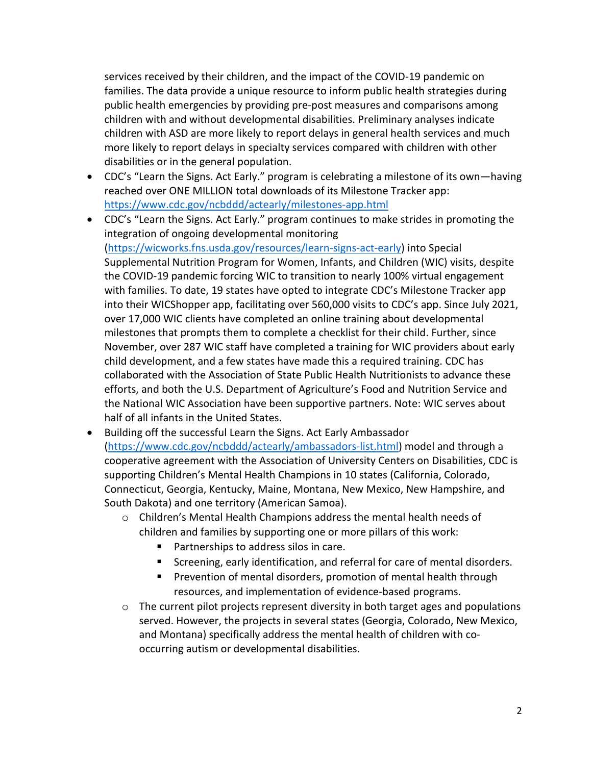services received by their children, and the impact of the COVID-19 pandemic on families. The data provide a unique resource to inform public health strategies during public health emergencies by providing pre-post measures and comparisons among children with and without developmental disabilities. Preliminary analyses indicate children with ASD are more likely to report delays in general health services and much more likely to report delays in specialty services compared with children with other disabilities or in the general population.

- CDC's "Learn the Signs. Act Early." program is celebrating a milestone of its own—having reached over ONE MILLION total downloads of its Milestone Tracker app: https://www.cdc.gov/ncbddd/actearly/milestones-app.html
- CDC's "Learn the Signs. Act Early." program continues to make strides in promoting the integration of ongoing developmental monitoring (https://wicworks.fns.usda.gov/resources/learn-signs-act-early) into Special Supplemental Nutrition Program for Women, Infants, and Children (WIC) visits, despite the COVID-19 pandemic forcing WIC to transition to nearly 100% virtual engagement with families. To date, 19 states have opted to integrate CDC's Milestone Tracker app into their WICShopper app, facilitating over 560,000 visits to CDC's app. Since July 2021, over 17,000 WIC clients have completed an online training about developmental milestones that prompts them to complete a checklist for their child. Further, since November, over 287 WIC staff have completed a training for WIC providers about early child development, and a few states have made this a required training. CDC has collaborated with the Association of State Public Health Nutritionists to advance these efforts, and both the U.S. Department of Agriculture's Food and Nutrition Service and the National WIC Association have been supportive partners. Note: WIC serves about half of all infants in the United States.
- Building off the successful Learn the Signs. Act Early Ambassador (https://www.cdc.gov/ncbddd/actearly/ambassadors-list.html) model and through a cooperative agreement with the Association of University Centers on Disabilities, CDC is supporting Children's Mental Health Champions in 10 states (California, Colorado, Connecticut, Georgia, Kentucky, Maine, Montana, New Mexico, New Hampshire, and South Dakota) and one territory (American Samoa).
    - Children's Mental Health Champions address the mental health needs of children and families by supporting one or more pillars of this work:
        - Partnerships to address silos in care.
        - Screening, early identification, and referral for care of mental disorders.
        - Prevention of mental disorders, promotion of mental health through resources, and implementation of evidence-based programs.
    - The current pilot projects represent diversity in both target ages and populations served. However, the projects in several states (Georgia, Colorado, New Mexico, and Montana) specifically address the mental health of children with co-occurring autism or developmental disabilities.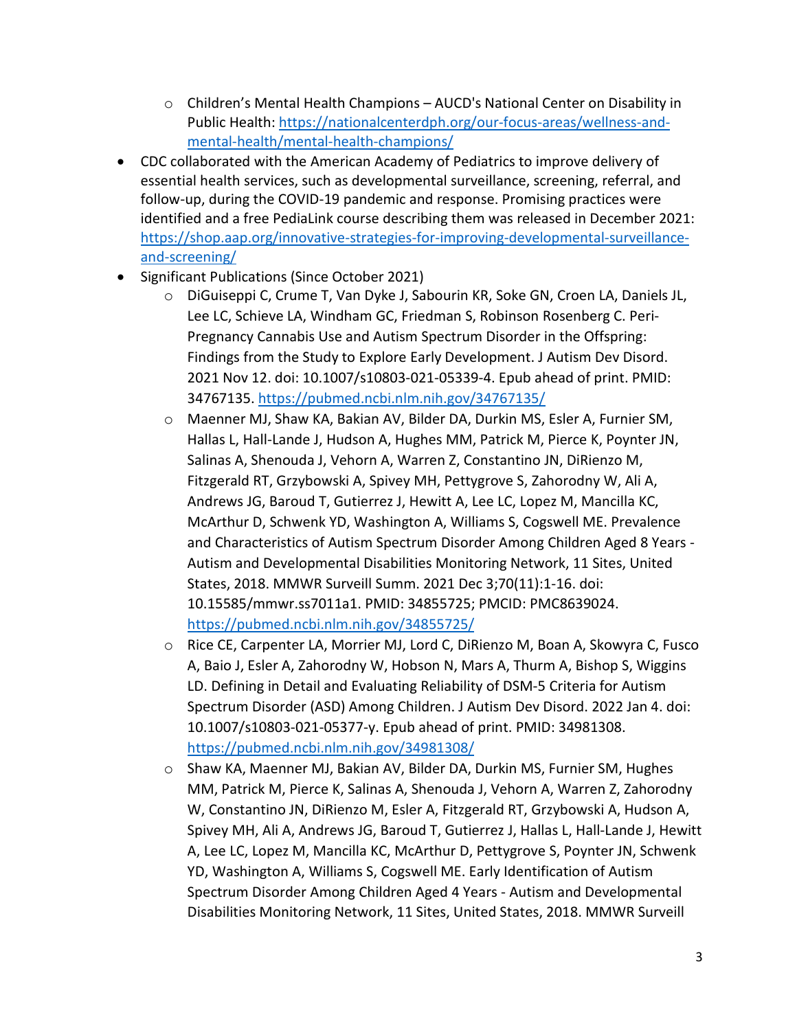- Children's Mental Health Champions – AUCD's National Center on Disability in Public Health: https://nationalcenterdph.org/our-focus-areas/wellness-and-mental-health/mental-health-champions/
- CDC collaborated with the American Academy of Pediatrics to improve delivery of essential health services, such as developmental surveillance, screening, referral, and follow-up, during the COVID-19 pandemic and response. Promising practices were identified and a free PediaLink course describing them was released in December 2021: https://shop.aap.org/innovative-strategies-for-improving-developmental-surveillance-and-screening/
- Significant Publications (Since October 2021)
  - DiGuiseppi C, Crume T, Van Dyke J, Sabourin KR, Soke GN, Croen LA, Daniels JL, Lee LC, Schieve LA, Windham GC, Friedman S, Robinson Rosenberg C. Peri-Pregnancy Cannabis Use and Autism Spectrum Disorder in the Offspring: Findings from the Study to Explore Early Development. J Autism Dev Disord. 2021 Nov 12. doi: 10.1007/s10803-021-05339-4. Epub ahead of print. PMID: 34767135. https://pubmed.ncbi.nlm.nih.gov/34767135/
  - Maenner MJ, Shaw KA, Bakian AV, Bilder DA, Durkin MS, Esler A, Furnier SM, Hallas L, Hall-Lande J, Hudson A, Hughes MM, Patrick M, Pierce K, Poynter JN, Salinas A, Shenouda J, Vehorn A, Warren Z, Constantino JN, DiRienzo M, Fitzgerald RT, Grzybowski A, Spivey MH, Pettygrove S, Zahorodny W, Ali A, Andrews JG, Baroud T, Gutierrez J, Hewitt A, Lee LC, Lopez M, Mancilla KC, McArthur D, Schwenk YD, Washington A, Williams S, Cogswell ME. Prevalence and Characteristics of Autism Spectrum Disorder Among Children Aged 8 Years - Autism and Developmental Disabilities Monitoring Network, 11 Sites, United States, 2018. MMWR Surveill Summ. 2021 Dec 3;70(11):1-16. doi: 10.15585/mmwr.ss7011a1. PMID: 34855725; PMCID: PMC8639024. https://pubmed.ncbi.nlm.nih.gov/34855725/
  - Rice CE, Carpenter LA, Morrier MJ, Lord C, DiRienzo M, Boan A, Skowyra C, Fusco A, Baio J, Esler A, Zahorodny W, Hobson N, Mars A, Thurm A, Bishop S, Wiggins LD. Defining in Detail and Evaluating Reliability of DSM-5 Criteria for Autism Spectrum Disorder (ASD) Among Children. J Autism Dev Disord. 2022 Jan 4. doi: 10.1007/s10803-021-05377-y. Epub ahead of print. PMID: 34981308. https://pubmed.ncbi.nlm.nih.gov/34981308/
  - Shaw KA, Maenner MJ, Bakian AV, Bilder DA, Durkin MS, Furnier SM, Hughes MM, Patrick M, Pierce K, Salinas A, Shenouda J, Vehorn A, Warren Z, Zahorodny W, Constantino JN, DiRienzo M, Esler A, Fitzgerald RT, Grzybowski A, Hudson A, Spivey MH, Ali A, Andrews JG, Baroud T, Gutierrez J, Hallas L, Hall-Lande J, Hewitt A, Lee LC, Lopez M, Mancilla KC, McArthur D, Pettygrove S, Poynter JN, Schwenk YD, Washington A, Williams S, Cogswell ME. Early Identification of Autism Spectrum Disorder Among Children Aged 4 Years - Autism and Developmental Disabilities Monitoring Network, 11 Sites, United States, 2018. MMWR Surveill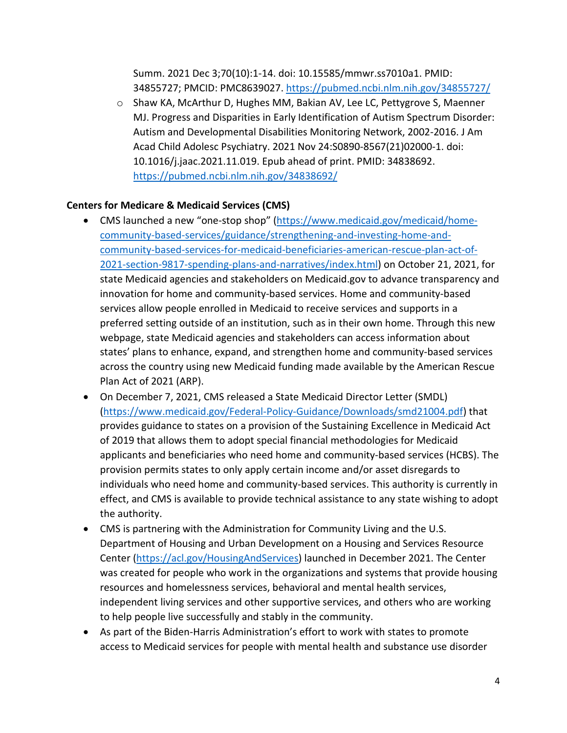Summ. 2021 Dec 3;70(10):1-14. doi: 10.15585/mmwr.ss7010a1. PMID: 34855727; PMCID: PMC8639027. https://pubmed.ncbi.nlm.nih.gov/34855727/

    - Shaw KA, McArthur D, Hughes MM, Bakian AV, Lee LC, Pettygrove S, Maenner MJ. Progress and Disparities in Early Identification of Autism Spectrum Disorder: Autism and Developmental Disabilities Monitoring Network, 2002-2016. J Am Acad Child Adolesc Psychiatry. 2021 Nov 24:S0890-8567(21)02000-1. doi: 10.1016/j.jaac.2021.11.019. Epub ahead of print. PMID: 34838692. https://pubmed.ncbi.nlm.nih.gov/34838692/

**Centers for Medicare & Medicaid Services (CMS)**

- CMS launched a new "one-stop shop" (https://www.medicaid.gov/medicaid/home-community-based-services/guidance/strengthening-and-investing-home-and-community-based-services-for-medicaid-beneficiaries-american-rescue-plan-act-of-2021-section-9817-spending-plans-and-narratives/index.html) on October 21, 2021, for state Medicaid agencies and stakeholders on Medicaid.gov to advance transparency and innovation for home and community-based services. Home and community-based services allow people enrolled in Medicaid to receive services and supports in a preferred setting outside of an institution, such as in their own home. Through this new webpage, state Medicaid agencies and stakeholders can access information about states' plans to enhance, expand, and strengthen home and community-based services across the country using new Medicaid funding made available by the American Rescue Plan Act of 2021 (ARP).
- On December 7, 2021, CMS released a State Medicaid Director Letter (SMDL) (https://www.medicaid.gov/Federal-Policy-Guidance/Downloads/smd21004.pdf) that provides guidance to states on a provision of the Sustaining Excellence in Medicaid Act of 2019 that allows them to adopt special financial methodologies for Medicaid applicants and beneficiaries who need home and community-based services (HCBS). The provision permits states to only apply certain income and/or asset disregards to individuals who need home and community-based services. This authority is currently in effect, and CMS is available to provide technical assistance to any state wishing to adopt the authority.
- CMS is partnering with the Administration for Community Living and the U.S. Department of Housing and Urban Development on a Housing and Services Resource Center (https://acl.gov/HousingAndServices) launched in December 2021. The Center was created for people who work in the organizations and systems that provide housing resources and homelessness services, behavioral and mental health services, independent living services and other supportive services, and others who are working to help people live successfully and stably in the community.
- As part of the Biden-Harris Administration's effort to work with states to promote access to Medicaid services for people with mental health and substance use disorder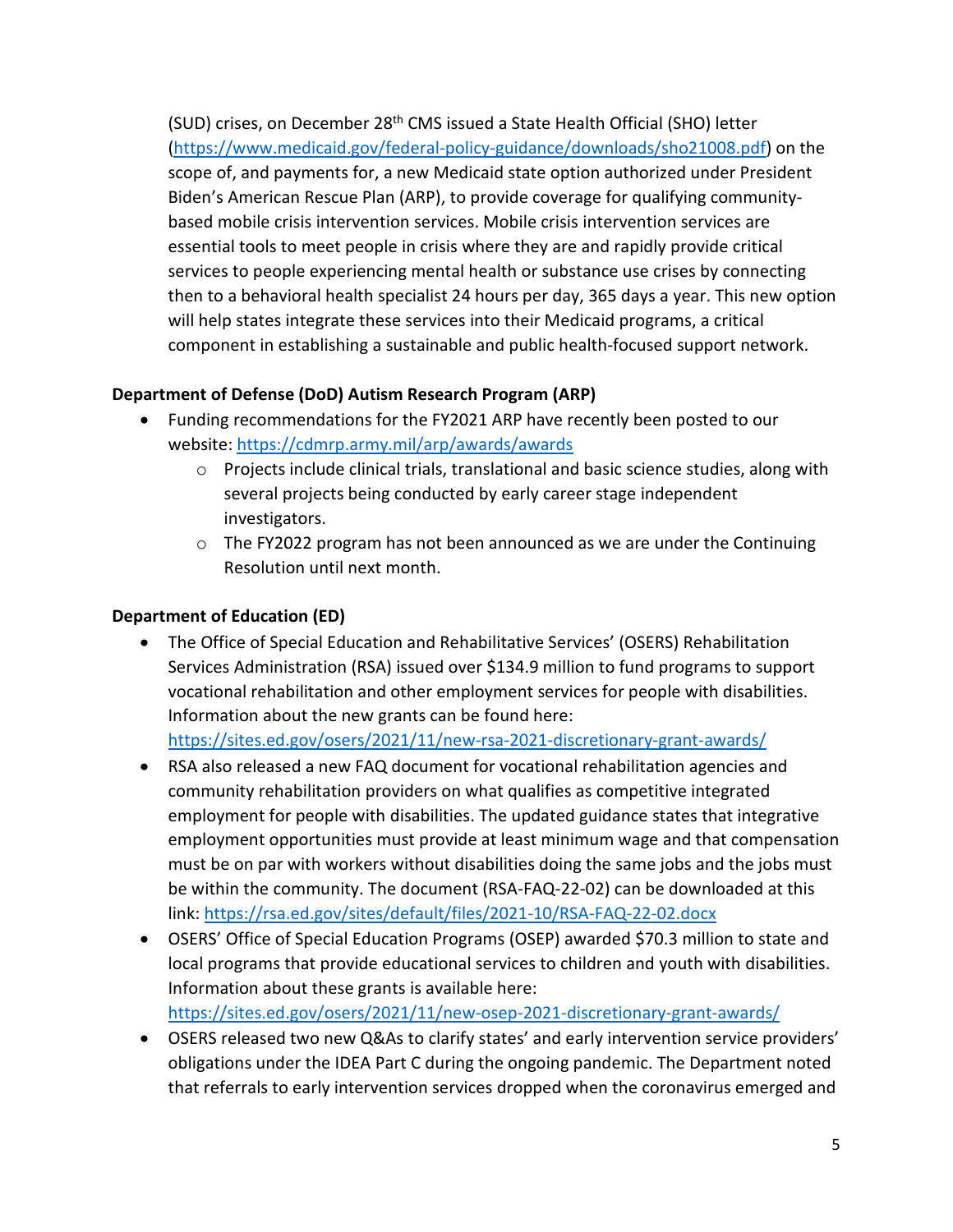(SUD) crises, on December 28th CMS issued a State Health Official (SHO) letter (https://www.medicaid.gov/federal-policy-guidance/downloads/sho21008.pdf) on the scope of, and payments for, a new Medicaid state option authorized under President Biden's American Rescue Plan (ARP), to provide coverage for qualifying community-based mobile crisis intervention services. Mobile crisis intervention services are essential tools to meet people in crisis where they are and rapidly provide critical services to people experiencing mental health or substance use crises by connecting then to a behavioral health specialist 24 hours per day, 365 days a year. This new option will help states integrate these services into their Medicaid programs, a critical component in establishing a sustainable and public health-focused support network.

**Department of Defense (DoD) Autism Research Program (ARP)**

- Funding recommendations for the FY2021 ARP have recently been posted to our website: https://cdmrp.army.mil/arp/awards/awards
    - Projects include clinical trials, translational and basic science studies, along with several projects being conducted by early career stage independent investigators.
    - The FY2022 program has not been announced as we are under the Continuing Resolution until next month.

**Department of Education (ED)**

- The Office of Special Education and Rehabilitative Services' (OSERS) Rehabilitation Services Administration (RSA) issued over $134.9 million to fund programs to support vocational rehabilitation and other employment services for people with disabilities. Information about the new grants can be found here: https://sites.ed.gov/osers/2021/11/new-rsa-2021-discretionary-grant-awards/
- RSA also released a new FAQ document for vocational rehabilitation agencies and community rehabilitation providers on what qualifies as competitive integrated employment for people with disabilities. The updated guidance states that integrative employment opportunities must provide at least minimum wage and that compensation must be on par with workers without disabilities doing the same jobs and the jobs must be within the community. The document (RSA-FAQ-22-02) can be downloaded at this link: https://rsa.ed.gov/sites/default/files/2021-10/RSA-FAQ-22-02.docx
- OSERS' Office of Special Education Programs (OSEP) awarded $70.3 million to state and local programs that provide educational services to children and youth with disabilities. Information about these grants is available here: https://sites.ed.gov/osers/2021/11/new-osep-2021-discretionary-grant-awards/
- OSERS released two new Q&As to clarify states' and early intervention service providers' obligations under the IDEA Part C during the ongoing pandemic. The Department noted that referrals to early intervention services dropped when the coronavirus emerged and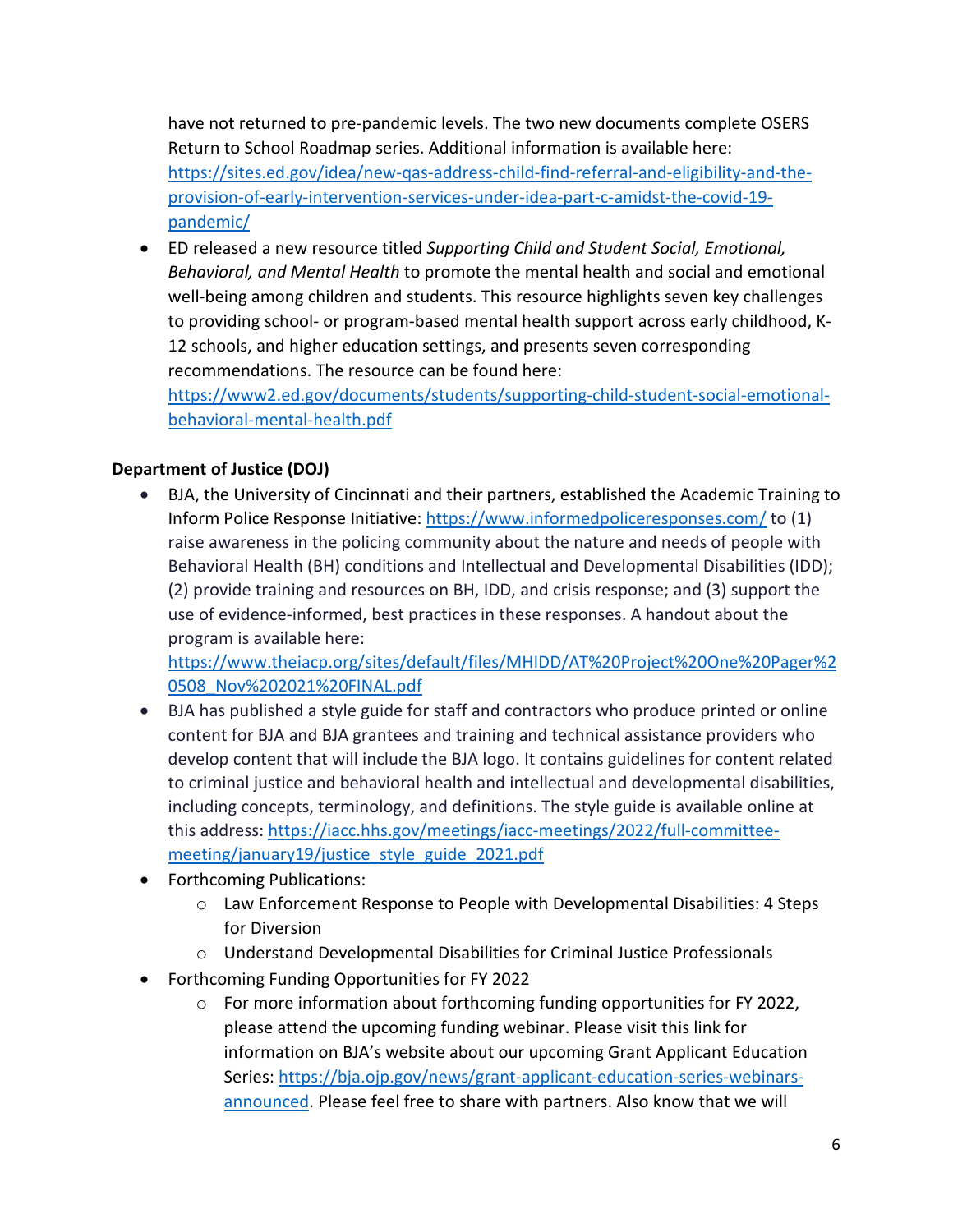have not returned to pre-pandemic levels. The two new documents complete OSERS Return to School Roadmap series. Additional information is available here: https://sites.ed.gov/idea/new-qas-address-child-find-referral-and-eligibility-and-the-provision-of-early-intervention-services-under-idea-part-c-amidst-the-covid-19-pandemic/

- ED released a new resource titled *Supporting Child and Student Social, Emotional, Behavioral, and Mental Health* to promote the mental health and social and emotional well-being among children and students. This resource highlights seven key challenges to providing school- or program-based mental health support across early childhood, K-12 schools, and higher education settings, and presents seven corresponding recommendations. The resource can be found here: https://www2.ed.gov/documents/students/supporting-child-student-social-emotional-behavioral-mental-health.pdf

**Department of Justice (DOJ)**

- BJA, the University of Cincinnati and their partners, established the Academic Training to Inform Police Response Initiative: https://www.informedpoliceresponses.com/ to (1) raise awareness in the policing community about the nature and needs of people with Behavioral Health (BH) conditions and Intellectual and Developmental Disabilities (IDD); (2) provide training and resources on BH, IDD, and crisis response; and (3) support the use of evidence-informed, best practices in these responses. A handout about the program is available here: https://www.theiacp.org/sites/default/files/MHIDD/AT%20Project%20One%20Pager%20508_Nov%202021%20FINAL.pdf
- BJA has published a style guide for staff and contractors who produce printed or online content for BJA and BJA grantees and training and technical assistance providers who develop content that will include the BJA logo. It contains guidelines for content related to criminal justice and behavioral health and intellectual and developmental disabilities, including concepts, terminology, and definitions. The style guide is available online at this address: https://iacc.hhs.gov/meetings/iacc-meetings/2022/full-committee-meeting/january19/justice_style_guide_2021.pdf
- Forthcoming Publications:
    - Law Enforcement Response to People with Developmental Disabilities: 4 Steps for Diversion
    - Understand Developmental Disabilities for Criminal Justice Professionals
- Forthcoming Funding Opportunities for FY 2022
    - For more information about forthcoming funding opportunities for FY 2022, please attend the upcoming funding webinar. Please visit this link for information on BJA's website about our upcoming Grant Applicant Education Series: https://bja.ojp.gov/news/grant-applicant-education-series-webinars-announced. Please feel free to share with partners. Also know that we will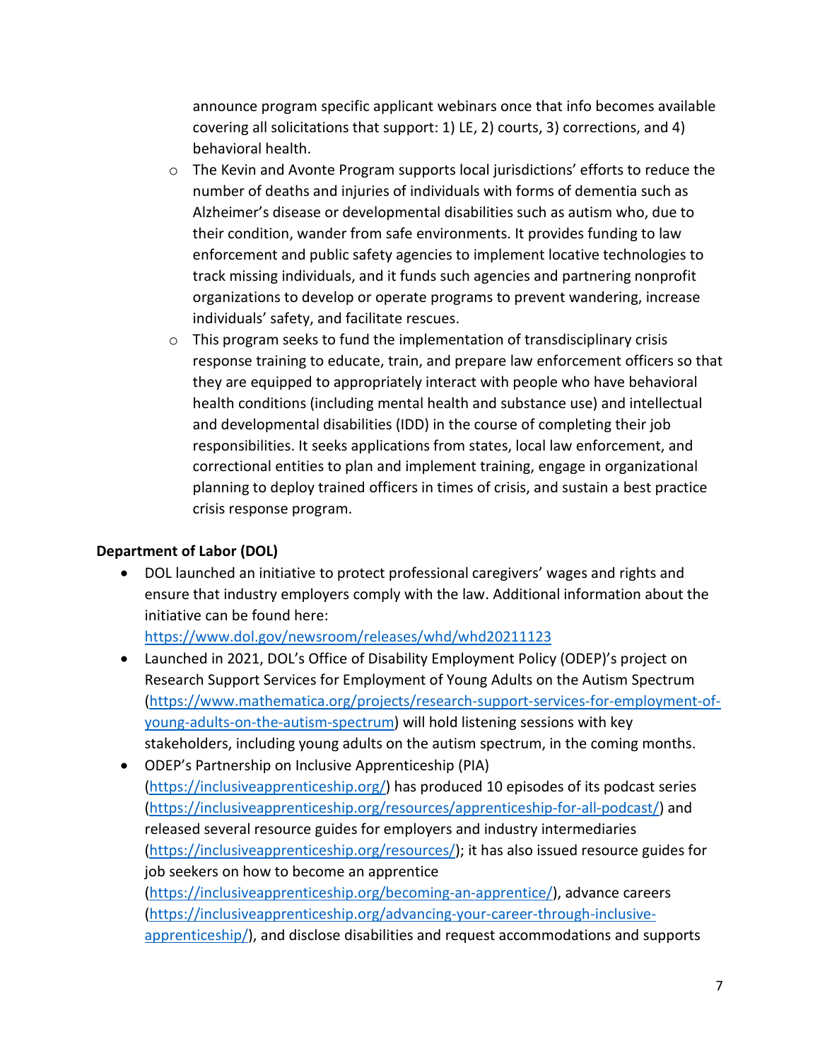announce program specific applicant webinars once that info becomes available covering all solicitations that support: 1) LE, 2) courts, 3) corrections, and 4) behavioral health.
  - The Kevin and Avonte Program supports local jurisdictions' efforts to reduce the number of deaths and injuries of individuals with forms of dementia such as Alzheimer's disease or developmental disabilities such as autism who, due to their condition, wander from safe environments. It provides funding to law enforcement and public safety agencies to implement locative technologies to track missing individuals, and it funds such agencies and partnering nonprofit organizations to develop or operate programs to prevent wandering, increase individuals' safety, and facilitate rescues.
  - This program seeks to fund the implementation of transdisciplinary crisis response training to educate, train, and prepare law enforcement officers so that they are equipped to appropriately interact with people who have behavioral health conditions (including mental health and substance use) and intellectual and developmental disabilities (IDD) in the course of completing their job responsibilities. It seeks applications from states, local law enforcement, and correctional entities to plan and implement training, engage in organizational planning to deploy trained officers in times of crisis, and sustain a best practice crisis response program.

**Department of Labor (DOL)**

- DOL launched an initiative to protect professional caregivers' wages and rights and ensure that industry employers comply with the law. Additional information about the initiative can be found here: https://www.dol.gov/newsroom/releases/whd/whd20211123
- Launched in 2021, DOL's Office of Disability Employment Policy (ODEP)'s project on Research Support Services for Employment of Young Adults on the Autism Spectrum (https://www.mathematica.org/projects/research-support-services-for-employment-of-young-adults-on-the-autism-spectrum) will hold listening sessions with key stakeholders, including young adults on the autism spectrum, in the coming months.
- ODEP's Partnership on Inclusive Apprenticeship (PIA) (https://inclusiveapprenticeship.org/) has produced 10 episodes of its podcast series (https://inclusiveapprenticeship.org/resources/apprenticeship-for-all-podcast/) and released several resource guides for employers and industry intermediaries (https://inclusiveapprenticeship.org/resources/); it has also issued resource guides for job seekers on how to become an apprentice (https://inclusiveapprenticeship.org/becoming-an-apprentice/), advance careers (https://inclusiveapprenticeship.org/advancing-your-career-through-inclusive-apprenticeship/), and disclose disabilities and request accommodations and supports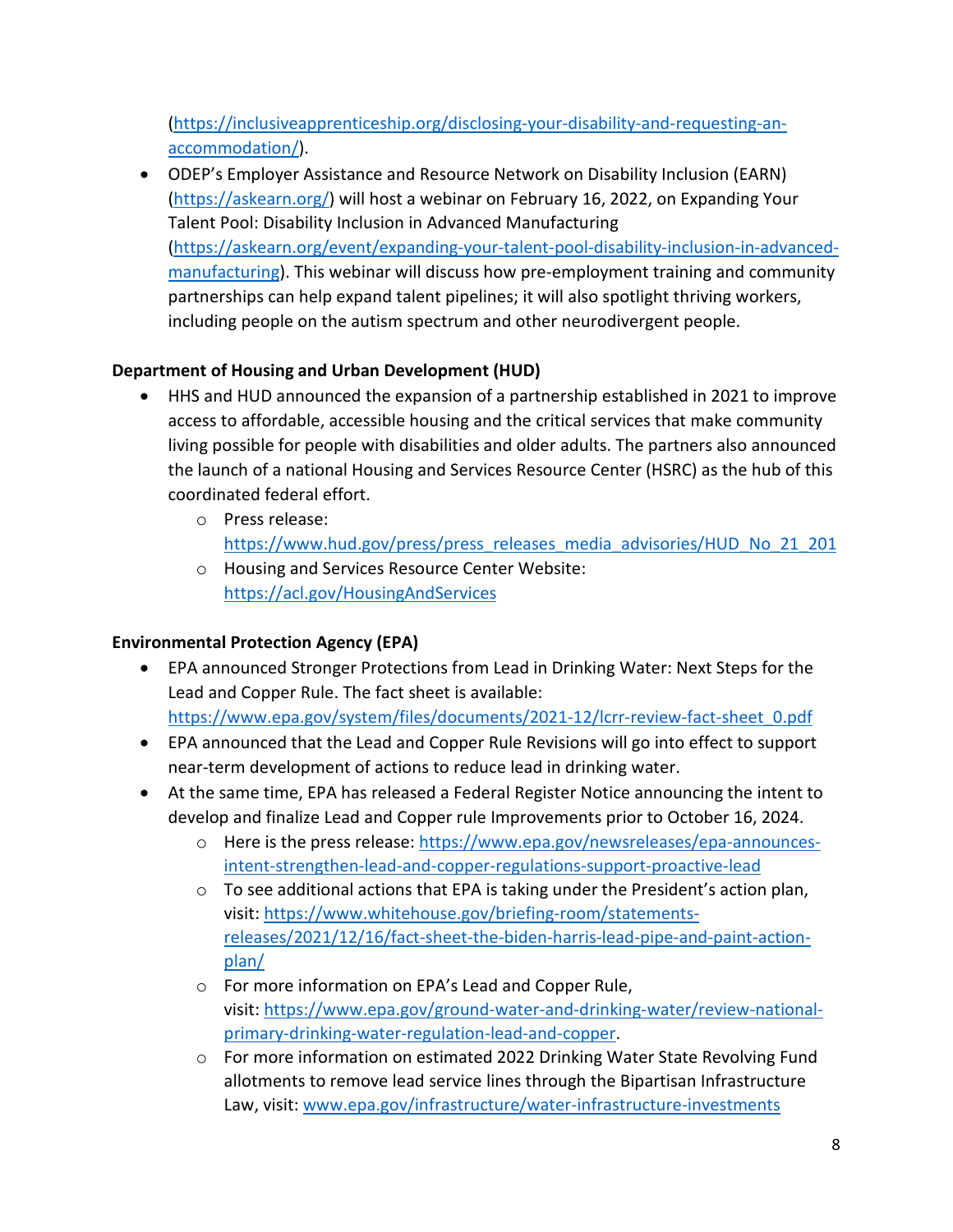(https://inclusiveapprenticeship.org/disclosing-your-disability-and-requesting-an-accommodation/).

- ODEP's Employer Assistance and Resource Network on Disability Inclusion (EARN) (https://askearn.org/) will host a webinar on February 16, 2022, on Expanding Your Talent Pool: Disability Inclusion in Advanced Manufacturing (https://askearn.org/event/expanding-your-talent-pool-disability-inclusion-in-advanced-manufacturing). This webinar will discuss how pre-employment training and community partnerships can help expand talent pipelines; it will also spotlight thriving workers, including people on the autism spectrum and other neurodivergent people.

**Department of Housing and Urban Development (HUD)**

- HHS and HUD announced the expansion of a partnership established in 2021 to improve access to affordable, accessible housing and the critical services that make community living possible for people with disabilities and older adults. The partners also announced the launch of a national Housing and Services Resource Center (HSRC) as the hub of this coordinated federal effort.
  - Press release: https://www.hud.gov/press/press_releases_media_advisories/HUD_No_21_201
  - Housing and Services Resource Center Website: https://acl.gov/HousingAndServices

**Environmental Protection Agency (EPA)**

- EPA announced Stronger Protections from Lead in Drinking Water: Next Steps for the Lead and Copper Rule. The fact sheet is available: https://www.epa.gov/system/files/documents/2021-12/lcrr-review-fact-sheet_0.pdf
- EPA announced that the Lead and Copper Rule Revisions will go into effect to support near-term development of actions to reduce lead in drinking water.
- At the same time, EPA has released a Federal Register Notice announcing the intent to develop and finalize Lead and Copper rule Improvements prior to October 16, 2024.
  - Here is the press release: https://www.epa.gov/newsreleases/epa-announces-intent-strengthen-lead-and-copper-regulations-support-proactive-lead
  - To see additional actions that EPA is taking under the President's action plan, visit: https://www.whitehouse.gov/briefing-room/statements-releases/2021/12/16/fact-sheet-the-biden-harris-lead-pipe-and-paint-action-plan/
  - For more information on EPA's Lead and Copper Rule, visit: https://www.epa.gov/ground-water-and-drinking-water/review-national-primary-drinking-water-regulation-lead-and-copper.
  - For more information on estimated 2022 Drinking Water State Revolving Fund allotments to remove lead service lines through the Bipartisan Infrastructure Law, visit: www.epa.gov/infrastructure/water-infrastructure-investments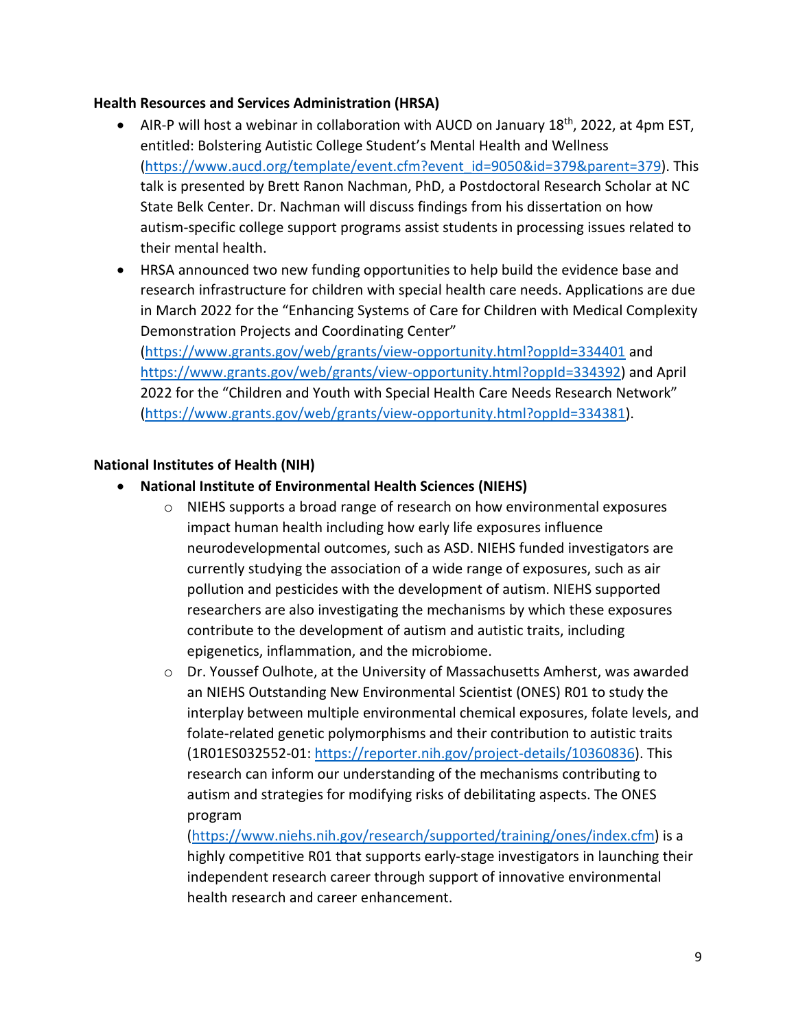**Health Resources and Services Administration (HRSA)**

- AIR-P will host a webinar in collaboration with AUCD on January 18th, 2022, at 4pm EST, entitled: Bolstering Autistic College Student's Mental Health and Wellness (https://www.aucd.org/template/event.cfm?event_id=9050&id=379&parent=379). This talk is presented by Brett Ranon Nachman, PhD, a Postdoctoral Research Scholar at NC State Belk Center. Dr. Nachman will discuss findings from his dissertation on how autism-specific college support programs assist students in processing issues related to their mental health.
- HRSA announced two new funding opportunities to help build the evidence base and research infrastructure for children with special health care needs. Applications are due in March 2022 for the "Enhancing Systems of Care for Children with Medical Complexity Demonstration Projects and Coordinating Center" (https://www.grants.gov/web/grants/view-opportunity.html?oppId=334401 and https://www.grants.gov/web/grants/view-opportunity.html?oppId=334392) and April 2022 for the "Children and Youth with Special Health Care Needs Research Network" (https://www.grants.gov/web/grants/view-opportunity.html?oppId=334381).

**National Institutes of Health (NIH)**

- **National Institute of Environmental Health Sciences (NIEHS)**
  - NIEHS supports a broad range of research on how environmental exposures impact human health including how early life exposures influence neurodevelopmental outcomes, such as ASD. NIEHS funded investigators are currently studying the association of a wide range of exposures, such as air pollution and pesticides with the development of autism. NIEHS supported researchers are also investigating the mechanisms by which these exposures contribute to the development of autism and autistic traits, including epigenetics, inflammation, and the microbiome.
  - Dr. Youssef Oulhote, at the University of Massachusetts Amherst, was awarded an NIEHS Outstanding New Environmental Scientist (ONES) R01 to study the interplay between multiple environmental chemical exposures, folate levels, and folate-related genetic polymorphisms and their contribution to autistic traits (1R01ES032552-01: https://reporter.nih.gov/project-details/10360836). This research can inform our understanding of the mechanisms contributing to autism and strategies for modifying risks of debilitating aspects. The ONES program (https://www.niehs.nih.gov/research/supported/training/ones/index.cfm) is a highly competitive R01 that supports early-stage investigators in launching their independent research career through support of innovative environmental health research and career enhancement.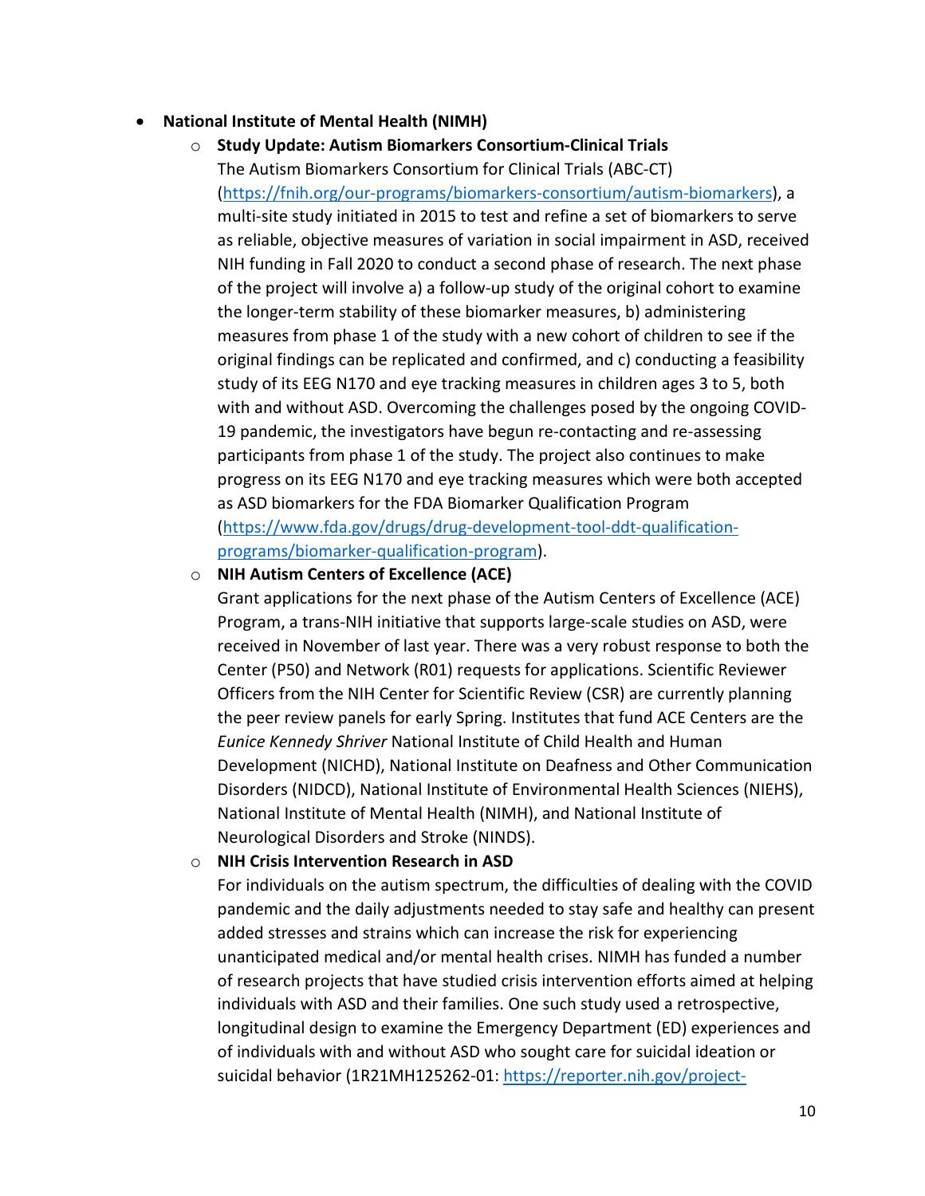- **National Institute of Mental Health (NIMH)**
  - **Study Update: Autism Biomarkers Consortium-Clinical Trials**
    The Autism Biomarkers Consortium for Clinical Trials (ABC-CT) (https://fnih.org/our-programs/biomarkers-consortium/autism-biomarkers), a multi-site study initiated in 2015 to test and refine a set of biomarkers to serve as reliable, objective measures of variation in social impairment in ASD, received NIH funding in Fall 2020 to conduct a second phase of research. The next phase of the project will involve a) a follow-up study of the original cohort to examine the longer-term stability of these biomarker measures, b) administering measures from phase 1 of the study with a new cohort of children to see if the original findings can be replicated and confirmed, and c) conducting a feasibility study of its EEG N170 and eye tracking measures in children ages 3 to 5, both with and without ASD. Overcoming the challenges posed by the ongoing COVID-19 pandemic, the investigators have begun re-contacting and re-assessing participants from phase 1 of the study. The project also continues to make progress on its EEG N170 and eye tracking measures which were both accepted as ASD biomarkers for the FDA Biomarker Qualification Program (https://www.fda.gov/drugs/drug-development-tool-ddt-qualification-programs/biomarker-qualification-program).
  - **NIH Autism Centers of Excellence (ACE)**
    Grant applications for the next phase of the Autism Centers of Excellence (ACE) Program, a trans-NIH initiative that supports large-scale studies on ASD, were received in November of last year. There was a very robust response to both the Center (P50) and Network (R01) requests for applications. Scientific Reviewer Officers from the NIH Center for Scientific Review (CSR) are currently planning the peer review panels for early Spring. Institutes that fund ACE Centers are the *Eunice Kennedy Shriver* National Institute of Child Health and Human Development (NICHD), National Institute on Deafness and Other Communication Disorders (NIDCD), National Institute of Environmental Health Sciences (NIEHS), National Institute of Mental Health (NIMH), and National Institute of Neurological Disorders and Stroke (NINDS).
  - **NIH Crisis Intervention Research in ASD**
    For individuals on the autism spectrum, the difficulties of dealing with the COVID pandemic and the daily adjustments needed to stay safe and healthy can present added stresses and strains which can increase the risk for experiencing unanticipated medical and/or mental health crises. NIMH has funded a number of research projects that have studied crisis intervention efforts aimed at helping individuals with ASD and their families. One such study used a retrospective, longitudinal design to examine the Emergency Department (ED) experiences and of individuals with and without ASD who sought care for suicidal ideation or suicidal behavior (1R21MH125262-01: https://reporter.nih.gov/project-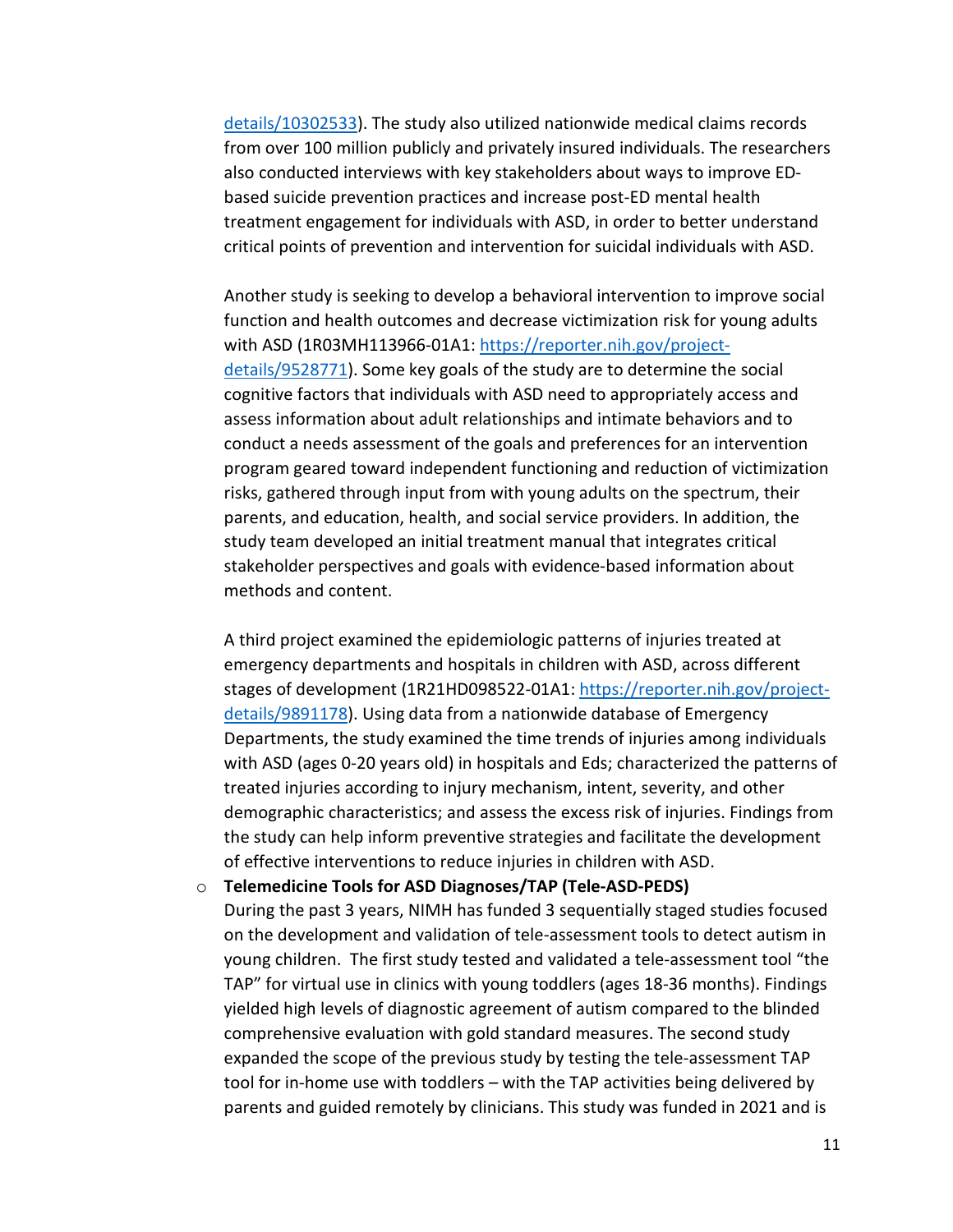details/10302533). The study also utilized nationwide medical claims records from over 100 million publicly and privately insured individuals. The researchers also conducted interviews with key stakeholders about ways to improve ED-based suicide prevention practices and increase post-ED mental health treatment engagement for individuals with ASD, in order to better understand critical points of prevention and intervention for suicidal individuals with ASD.

Another study is seeking to develop a behavioral intervention to improve social function and health outcomes and decrease victimization risk for young adults with ASD (1R03MH113966-01A1: https://reporter.nih.gov/project-details/9528771). Some key goals of the study are to determine the social cognitive factors that individuals with ASD need to appropriately access and assess information about adult relationships and intimate behaviors and to conduct a needs assessment of the goals and preferences for an intervention program geared toward independent functioning and reduction of victimization risks, gathered through input from with young adults on the spectrum, their parents, and education, health, and social service providers. In addition, the study team developed an initial treatment manual that integrates critical stakeholder perspectives and goals with evidence-based information about methods and content.

A third project examined the epidemiologic patterns of injuries treated at emergency departments and hospitals in children with ASD, across different stages of development (1R21HD098522-01A1: https://reporter.nih.gov/project-details/9891178). Using data from a nationwide database of Emergency Departments, the study examined the time trends of injuries among individuals with ASD (ages 0-20 years old) in hospitals and Eds; characterized the patterns of treated injuries according to injury mechanism, intent, severity, and other demographic characteristics; and assess the excess risk of injuries. Findings from the study can help inform preventive strategies and facilitate the development of effective interventions to reduce injuries in children with ASD.

- **Telemedicine Tools for ASD Diagnoses/TAP (Tele-ASD-PEDS)**
  During the past 3 years, NIMH has funded 3 sequentially staged studies focused on the development and validation of tele-assessment tools to detect autism in young children. The first study tested and validated a tele-assessment tool "the TAP" for virtual use in clinics with young toddlers (ages 18-36 months). Findings yielded high levels of diagnostic agreement of autism compared to the blinded comprehensive evaluation with gold standard measures. The second study expanded the scope of the previous study by testing the tele-assessment TAP tool for in-home use with toddlers – with the TAP activities being delivered by parents and guided remotely by clinicians. This study was funded in 2021 and is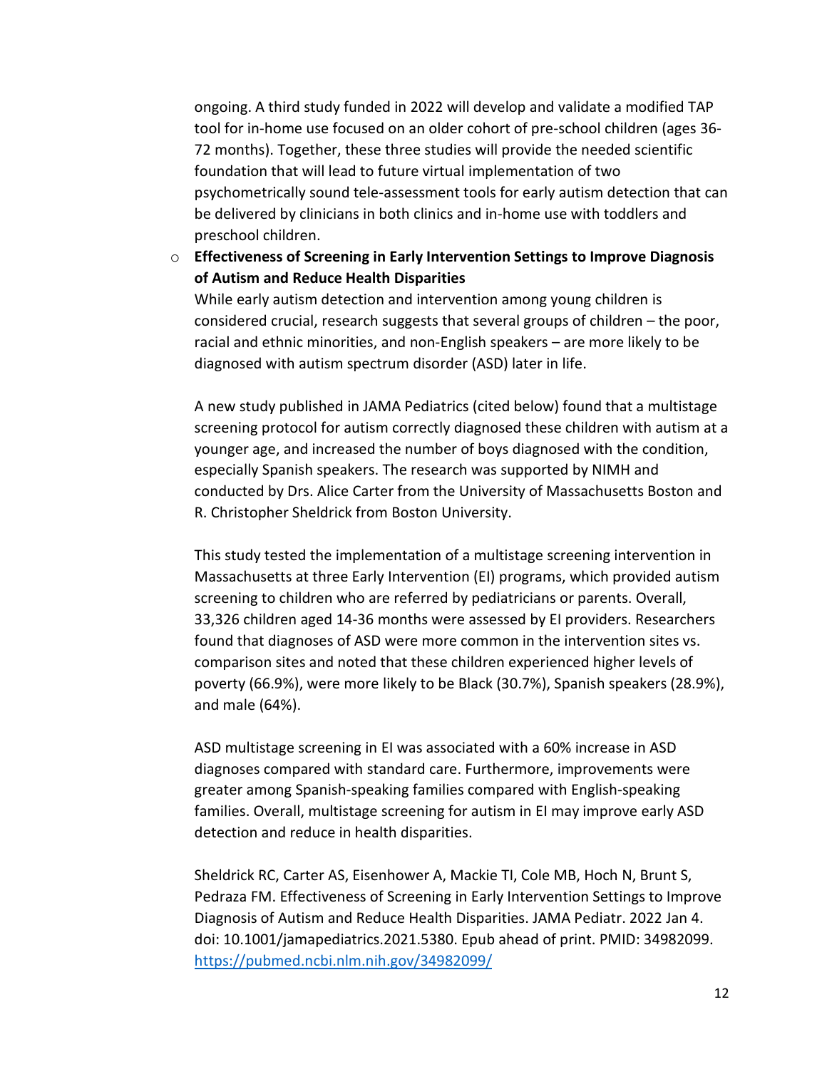ongoing. A third study funded in 2022 will develop and validate a modified TAP tool for in-home use focused on an older cohort of pre-school children (ages 36-72 months). Together, these three studies will provide the needed scientific foundation that will lead to future virtual implementation of two psychometrically sound tele-assessment tools for early autism detection that can be delivered by clinicians in both clinics and in-home use with toddlers and preschool children.

- **Effectiveness of Screening in Early Intervention Settings to Improve Diagnosis of Autism and Reduce Health Disparities**

  While early autism detection and intervention among young children is considered crucial, research suggests that several groups of children – the poor, racial and ethnic minorities, and non-English speakers – are more likely to be diagnosed with autism spectrum disorder (ASD) later in life.

  A new study published in JAMA Pediatrics (cited below) found that a multistage screening protocol for autism correctly diagnosed these children with autism at a younger age, and increased the number of boys diagnosed with the condition, especially Spanish speakers. The research was supported by NIMH and conducted by Drs. Alice Carter from the University of Massachusetts Boston and R. Christopher Sheldrick from Boston University.

  This study tested the implementation of a multistage screening intervention in Massachusetts at three Early Intervention (EI) programs, which provided autism screening to children who are referred by pediatricians or parents. Overall, 33,326 children aged 14-36 months were assessed by EI providers. Researchers found that diagnoses of ASD were more common in the intervention sites vs. comparison sites and noted that these children experienced higher levels of poverty (66.9%), were more likely to be Black (30.7%), Spanish speakers (28.9%), and male (64%).

  ASD multistage screening in EI was associated with a 60% increase in ASD diagnoses compared with standard care. Furthermore, improvements were greater among Spanish-speaking families compared with English-speaking families. Overall, multistage screening for autism in EI may improve early ASD detection and reduce in health disparities.

  Sheldrick RC, Carter AS, Eisenhower A, Mackie TI, Cole MB, Hoch N, Brunt S, Pedraza FM. Effectiveness of Screening in Early Intervention Settings to Improve Diagnosis of Autism and Reduce Health Disparities. JAMA Pediatr. 2022 Jan 4. doi: 10.1001/jamapediatrics.2021.5380. Epub ahead of print. PMID: 34982099. https://pubmed.ncbi.nlm.nih.gov/34982099/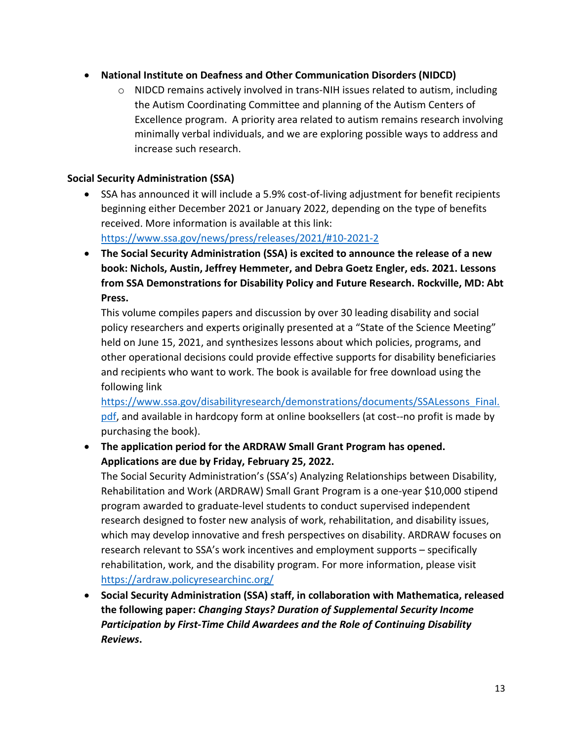- **National Institute on Deafness and Other Communication Disorders (NIDCD)**
  - NIDCD remains actively involved in trans-NIH issues related to autism, including the Autism Coordinating Committee and planning of the Autism Centers of Excellence program. A priority area related to autism remains research involving minimally verbal individuals, and we are exploring possible ways to address and increase such research.

**Social Security Administration (SSA)**

- SSA has announced it will include a 5.9% cost-of-living adjustment for benefit recipients beginning either December 2021 or January 2022, depending on the type of benefits received. More information is available at this link: https://www.ssa.gov/news/press/releases/2021/#10-2021-2
- **The Social Security Administration (SSA) is excited to announce the release of a new book: Nichols, Austin, Jeffrey Hemmeter, and Debra Goetz Engler, eds. 2021. Lessons from SSA Demonstrations for Disability Policy and Future Research. Rockville, MD: Abt Press.**
  This volume compiles papers and discussion by over 30 leading disability and social policy researchers and experts originally presented at a "State of the Science Meeting" held on June 15, 2021, and synthesizes lessons about which policies, programs, and other operational decisions could provide effective supports for disability beneficiaries and recipients who want to work. The book is available for free download using the following link https://www.ssa.gov/disabilityresearch/demonstrations/documents/SSALessons_Final.pdf, and available in hardcopy form at online booksellers (at cost--no profit is made by purchasing the book).
- **The application period for the ARDRAW Small Grant Program has opened. Applications are due by Friday, February 25, 2022.**
  The Social Security Administration's (SSA's) Analyzing Relationships between Disability, Rehabilitation and Work (ARDRAW) Small Grant Program is a one-year $10,000 stipend program awarded to graduate-level students to conduct supervised independent research designed to foster new analysis of work, rehabilitation, and disability issues, which may develop innovative and fresh perspectives on disability. ARDRAW focuses on research relevant to SSA's work incentives and employment supports – specifically rehabilitation, work, and the disability program. For more information, please visit https://ardraw.policyresearchinc.org/
- **Social Security Administration (SSA) staff, in collaboration with Mathematica, released the following paper: *Changing Stays? Duration of Supplemental Security Income Participation by First-Time Child Awardees and the Role of Continuing Disability Reviews*.**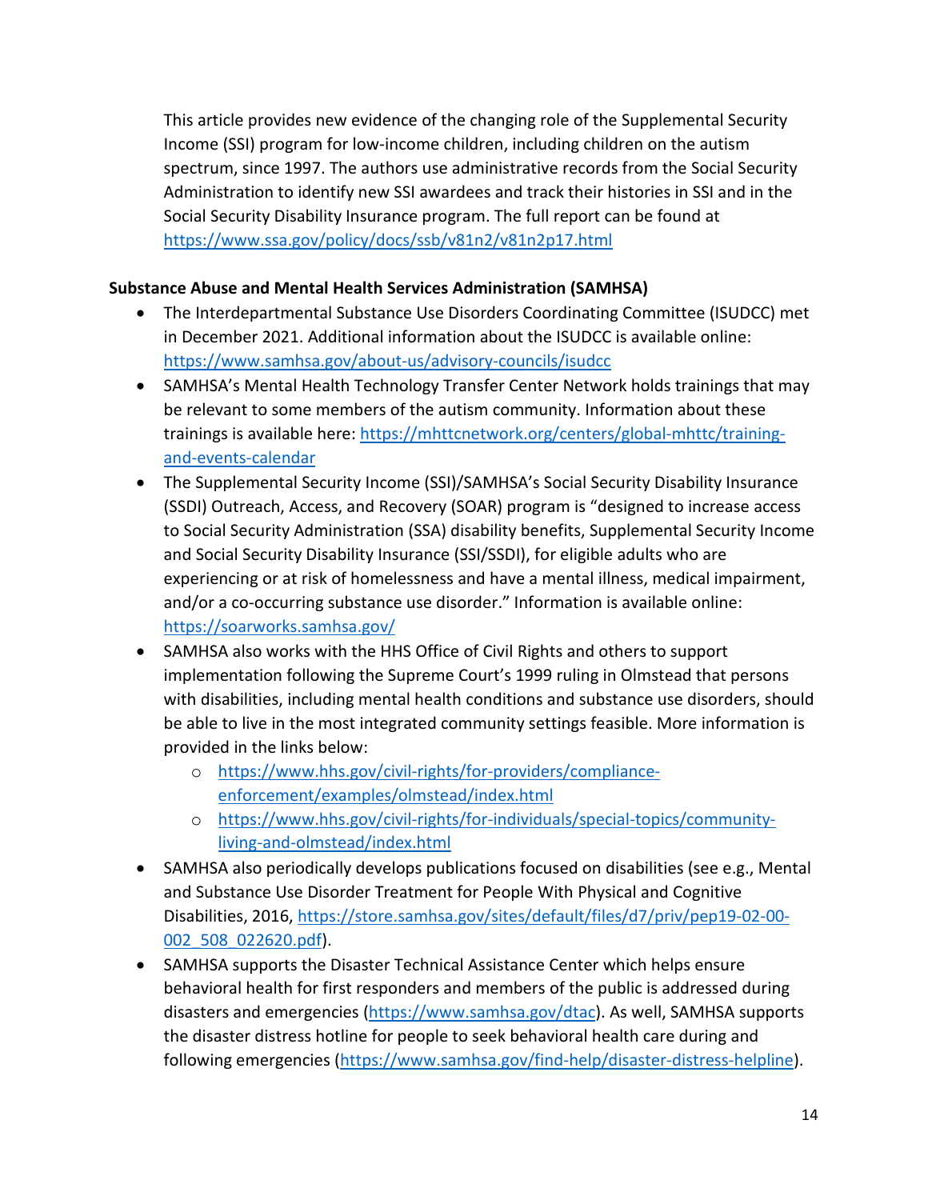This article provides new evidence of the changing role of the Supplemental Security Income (SSI) program for low-income children, including children on the autism spectrum, since 1997. The authors use administrative records from the Social Security Administration to identify new SSI awardees and track their histories in SSI and in the Social Security Disability Insurance program. The full report can be found at https://www.ssa.gov/policy/docs/ssb/v81n2/v81n2p17.html

**Substance Abuse and Mental Health Services Administration (SAMHSA)**

- The Interdepartmental Substance Use Disorders Coordinating Committee (ISUDCC) met in December 2021. Additional information about the ISUDCC is available online: https://www.samhsa.gov/about-us/advisory-councils/isudcc
- SAMHSA's Mental Health Technology Transfer Center Network holds trainings that may be relevant to some members of the autism community. Information about these trainings is available here: https://mhttcnetwork.org/centers/global-mhttc/training-and-events-calendar
- The Supplemental Security Income (SSI)/SAMHSA's Social Security Disability Insurance (SSDI) Outreach, Access, and Recovery (SOAR) program is "designed to increase access to Social Security Administration (SSA) disability benefits, Supplemental Security Income and Social Security Disability Insurance (SSI/SSDI), for eligible adults who are experiencing or at risk of homelessness and have a mental illness, medical impairment, and/or a co-occurring substance use disorder." Information is available online: https://soarworks.samhsa.gov/
- SAMHSA also works with the HHS Office of Civil Rights and others to support implementation following the Supreme Court's 1999 ruling in Olmstead that persons with disabilities, including mental health conditions and substance use disorders, should be able to live in the most integrated community settings feasible. More information is provided in the links below:
  - https://www.hhs.gov/civil-rights/for-providers/compliance-enforcement/examples/olmstead/index.html
  - https://www.hhs.gov/civil-rights/for-individuals/special-topics/community-living-and-olmstead/index.html
- SAMHSA also periodically develops publications focused on disabilities (see e.g., Mental and Substance Use Disorder Treatment for People With Physical and Cognitive Disabilities, 2016, https://store.samhsa.gov/sites/default/files/d7/priv/pep19-02-00-002_508_022620.pdf).
- SAMHSA supports the Disaster Technical Assistance Center which helps ensure behavioral health for first responders and members of the public is addressed during disasters and emergencies (https://www.samhsa.gov/dtac). As well, SAMHSA supports the disaster distress hotline for people to seek behavioral health care during and following emergencies (https://www.samhsa.gov/find-help/disaster-distress-helpline).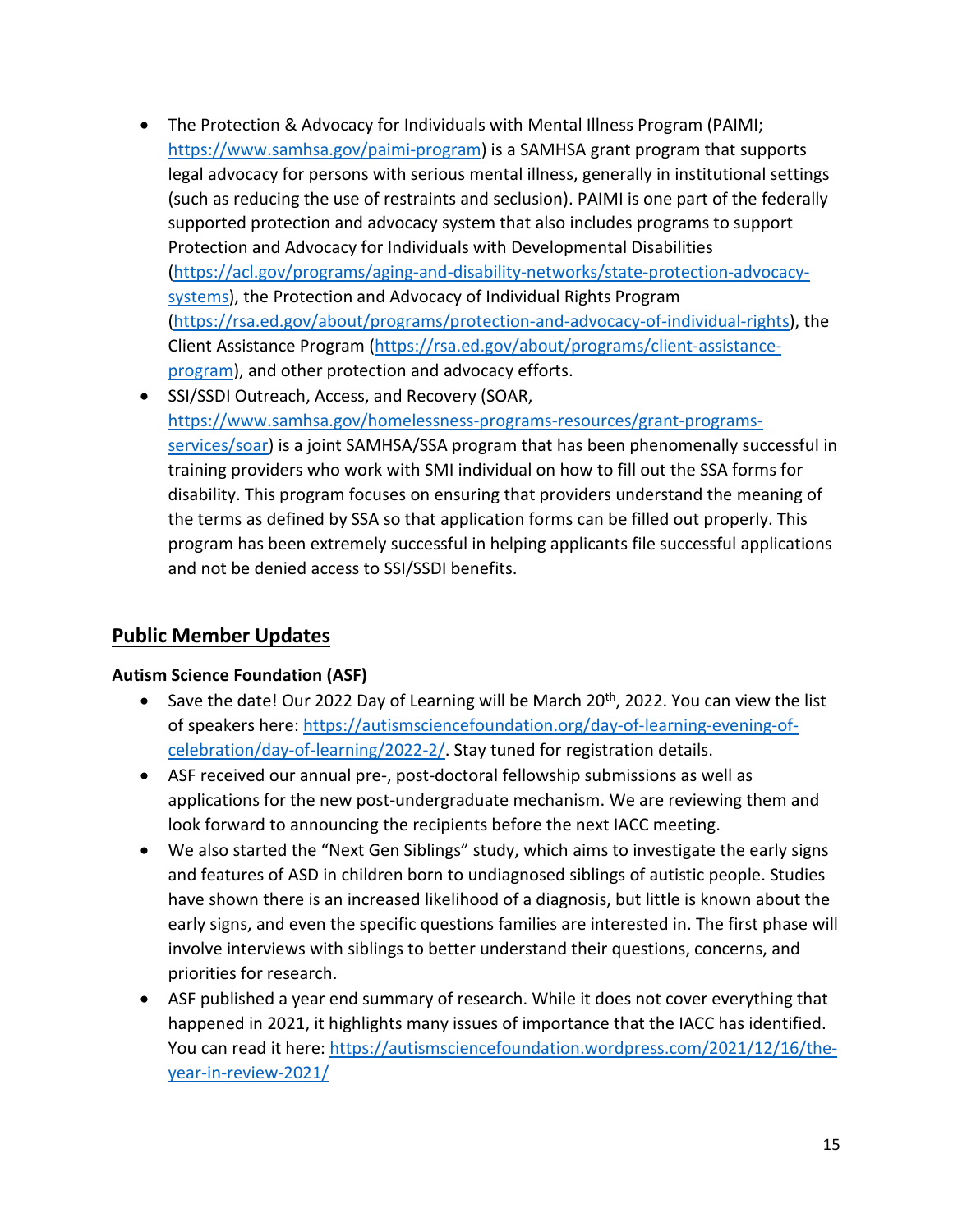- The Protection & Advocacy for Individuals with Mental Illness Program (PAIMI; https://www.samhsa.gov/paimi-program) is a SAMHSA grant program that supports legal advocacy for persons with serious mental illness, generally in institutional settings (such as reducing the use of restraints and seclusion). PAIMI is one part of the federally supported protection and advocacy system that also includes programs to support Protection and Advocacy for Individuals with Developmental Disabilities (https://acl.gov/programs/aging-and-disability-networks/state-protection-advocacy-systems), the Protection and Advocacy of Individual Rights Program (https://rsa.ed.gov/about/programs/protection-and-advocacy-of-individual-rights), the Client Assistance Program (https://rsa.ed.gov/about/programs/client-assistance-program), and other protection and advocacy efforts.
- SSI/SSDI Outreach, Access, and Recovery (SOAR, https://www.samhsa.gov/homelessness-programs-resources/grant-programs-services/soar) is a joint SAMHSA/SSA program that has been phenomenally successful in training providers who work with SMI individual on how to fill out the SSA forms for disability. This program focuses on ensuring that providers understand the meaning of the terms as defined by SSA so that application forms can be filled out properly. This program has been extremely successful in helping applicants file successful applications and not be denied access to SSI/SSDI benefits.

## Public Member Updates

**Autism Science Foundation (ASF)**

- Save the date! Our 2022 Day of Learning will be March 20th, 2022. You can view the list of speakers here: https://autismsciencefoundation.org/day-of-learning-evening-of-celebration/day-of-learning/2022-2/. Stay tuned for registration details.
- ASF received our annual pre-, post-doctoral fellowship submissions as well as applications for the new post-undergraduate mechanism. We are reviewing them and look forward to announcing the recipients before the next IACC meeting.
- We also started the "Next Gen Siblings" study, which aims to investigate the early signs and features of ASD in children born to undiagnosed siblings of autistic people. Studies have shown there is an increased likelihood of a diagnosis, but little is known about the early signs, and even the specific questions families are interested in. The first phase will involve interviews with siblings to better understand their questions, concerns, and priorities for research.
- ASF published a year end summary of research. While it does not cover everything that happened in 2021, it highlights many issues of importance that the IACC has identified. You can read it here: https://autismsciencefoundation.wordpress.com/2021/12/16/the-year-in-review-2021/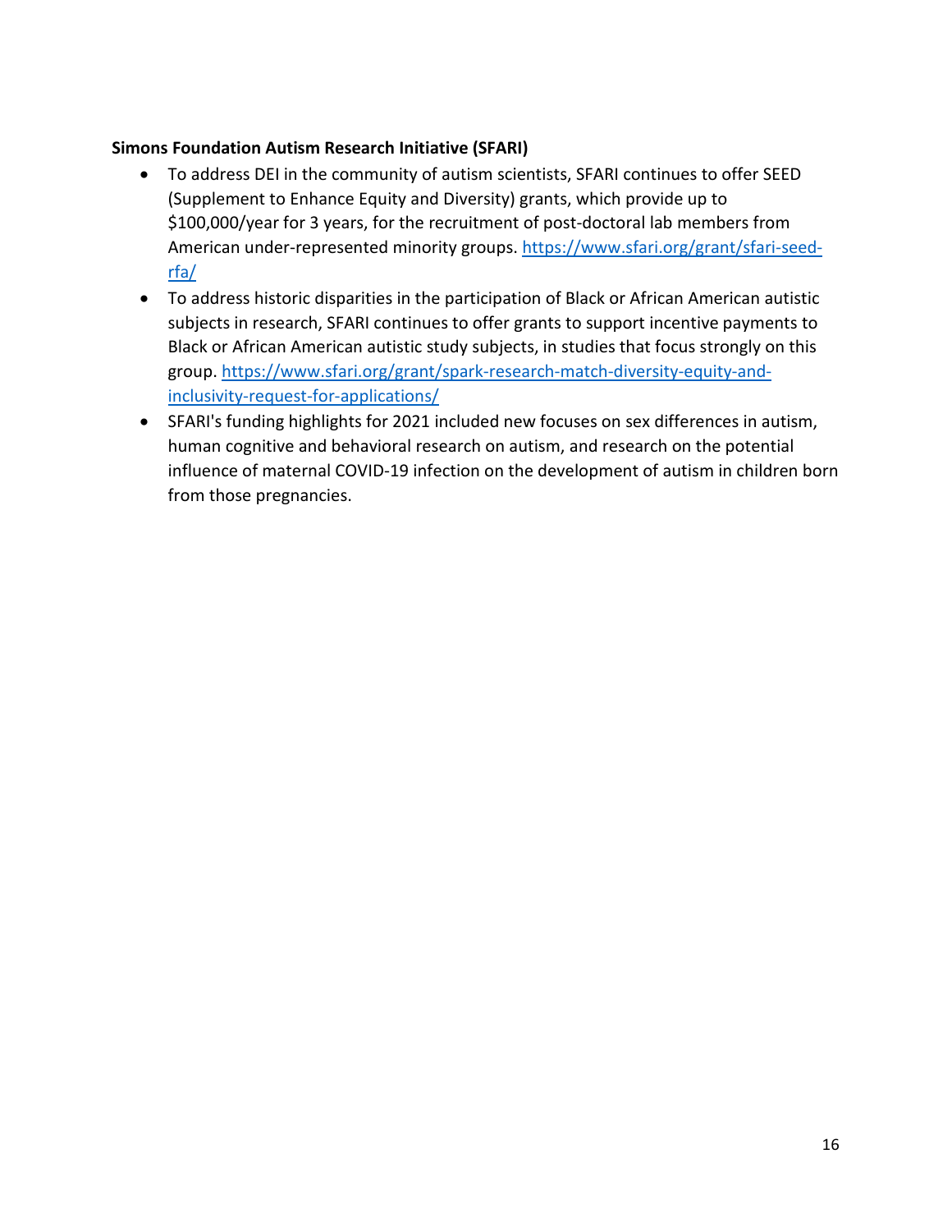**Simons Foundation Autism Research Initiative (SFARI)**

- To address DEI in the community of autism scientists, SFARI continues to offer SEED (Supplement to Enhance Equity and Diversity) grants, which provide up to $100,000/year for 3 years, for the recruitment of post-doctoral lab members from American under-represented minority groups. https://www.sfari.org/grant/sfari-seed-rfa/
- To address historic disparities in the participation of Black or African American autistic subjects in research, SFARI continues to offer grants to support incentive payments to Black or African American autistic study subjects, in studies that focus strongly on this group. https://www.sfari.org/grant/spark-research-match-diversity-equity-and-inclusivity-request-for-applications/
- SFARI's funding highlights for 2021 included new focuses on sex differences in autism, human cognitive and behavioral research on autism, and research on the potential influence of maternal COVID-19 infection on the development of autism in children born from those pregnancies.